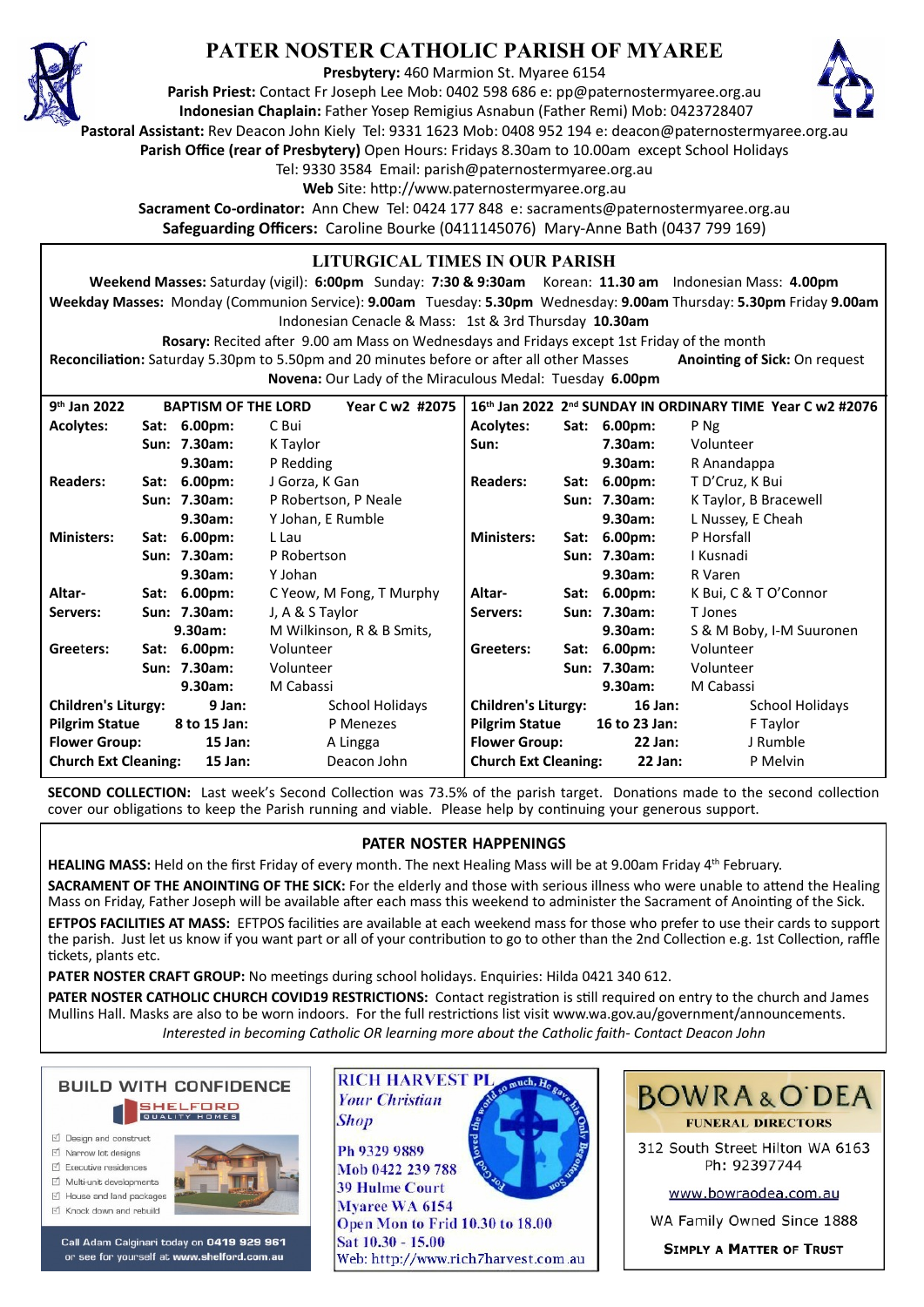# PATER NOSTER CATHOLIC PARISH OF MYAREE

**Presbytery:** 460 Marmion St. Myaree 6154
**Parish Priest:** Contact Fr Joseph Lee Mob: 0402 598 686 e: pp@paternostermyaree.org.au
**Indonesian Chaplain:** Father Yosep Remigius Asnabun (Father Remi) Mob: 0423728407
**Pastoral Assistant:** Rev Deacon John Kiely Tel: 9331 1623 Mob: 0408 952 194 e: deacon@paternostermyaree.org.au
**Parish Office (rear of Presbytery)** Open Hours: Fridays 8.30am to 10.00am except School Holidays
Tel: 9330 3584 Email: parish@paternostermyaree.org.au
**Web** Site: http://www.paternostermyaree.org.au
**Sacrament Co-ordinator:** Ann Chew Tel: 0424 177 848 e: sacraments@paternostermyaree.org.au
**Safeguarding Officers:** Caroline Bourke (0411145076) Mary-Anne Bath (0437 799 169)

## LITURGICAL TIMES IN OUR PARISH

**Weekend Masses:** Saturday (vigil): **6:00pm** Sunday: **7:30 & 9:30am** Korean: **11.30 am** Indonesian Mass: **4.00pm**
**Weekday Masses:** Monday (Communion Service): **9.00am** Tuesday: **5.30pm** Wednesday: **9.00am** Thursday: **5.30pm** Friday **9.00am**
Indonesian Cenacle & Mass: 1st & 3rd Thursday **10.30am**
**Rosary:** Recited after 9.00 am Mass on Wednesdays and Fridays except 1st Friday of the month
**Reconciliation:** Saturday 5.30pm to 5.50pm and 20 minutes before or after all other Masses **Anointing of Sick:** On request
**Novena:** Our Lady of the Miraculous Medal: Tuesday **6.00pm**

| 9th Jan 2022 | BAPTISM OF THE LORD | | Year C w2 #2075 |
|---|---|---|---|
| **Acolytes:** | Sat: | 6.00pm: | C Bui |
| | Sun: | 7.30am: | K Taylor |
| | | 9.30am: | P Redding |
| **Readers:** | Sat: | 6.00pm: | J Gorza, K Gan |
| | Sun: | 7.30am: | P Robertson, P Neale |
| | | 9.30am: | Y Johan, E Rumble |
| **Ministers:** | Sat: | 6.00pm: | L Lau |
| | Sun: | 7.30am: | P Robertson |
| | | 9.30am: | Y Johan |
| **Altar-Servers:** | Sat: | 6.00pm: | C Yeow, M Fong, T Murphy |
| | Sun: | 7.30am: | J, A & S Taylor |
| | | 9.30am: | M Wilkinson, R & B Smits, |
| **Greeters:** | Sat: | 6.00pm: | Volunteer |
| | Sun: | 7.30am: | Volunteer |
| | | 9.30am: | M Cabassi |
| **Children's Liturgy:** | | 9 Jan: | School Holidays |
| **Pilgrim Statue** | | 8 to 15 Jan: | P Menezes |
| **Flower Group:** | | 15 Jan: | A Lingga |
| **Church Ext Cleaning:** | | 15 Jan: | Deacon John |

| 16th Jan 2022 | 2nd SUNDAY IN ORDINARY TIME | | Year C w2 #2076 |
|---|---|---|---|
| **Acolytes:** | Sat: | 6.00pm: | P Ng |
| **Sun:** | | 7.30am: | Volunteer |
| | | 9.30am: | R Anandappa |
| **Readers:** | Sat: | 6.00pm: | T D'Cruz, K Bui |
| | Sun: | 7.30am: | K Taylor, B Bracewell |
| | | 9.30am: | L Nussey, E Cheah |
| **Ministers:** | Sat: | 6.00pm: | P Horsfall |
| | Sun: | 7.30am: | I Kusnadi |
| | | 9.30am: | R Varen |
| **Altar-Servers:** | Sat: | 6.00pm: | K Bui, C & T O'Connor |
| | Sun: | 7.30am: | T Jones |
| | | 9.30am: | S & M Boby, I-M Suuronen |
| **Greeters:** | Sat: | 6.00pm: | Volunteer |
| | Sun: | 7.30am: | Volunteer |
| | | 9.30am: | M Cabassi |
| **Children's Liturgy:** | | 16 Jan: | School Holidays |
| **Pilgrim Statue** | | 16 to 23 Jan: | F Taylor |
| **Flower Group:** | | 22 Jan: | J Rumble |
| **Church Ext Cleaning:** | | 22 Jan: | P Melvin |

**SECOND COLLECTION:** Last week's Second Collection was 73.5% of the parish target. Donations made to the second collection cover our obligations to keep the Parish running and viable. Please help by continuing your generous support.

## PATER NOSTER HAPPENINGS

**HEALING MASS:** Held on the first Friday of every month. The next Healing Mass will be at 9.00am Friday 4th February.

**SACRAMENT OF THE ANOINTING OF THE SICK:** For the elderly and those with serious illness who were unable to attend the Healing Mass on Friday, Father Joseph will be available after each mass this weekend to administer the Sacrament of Anointing of the Sick.

**EFTPOS FACILITIES AT MASS:** EFTPOS facilities are available at each weekend mass for those who prefer to use their cards to support the parish. Just let us know if you want part or all of your contribution to go to other than the 2nd Collection e.g. 1st Collection, raffle tickets, plants etc.

**PATER NOSTER CRAFT GROUP:** No meetings during school holidays. Enquiries: Hilda 0421 340 612.

**PATER NOSTER CATHOLIC CHURCH COVID19 RESTRICTIONS:** Contact registration is still required on entry to the church and James Mullins Hall. Masks are also to be worn indoors. For the full restrictions list visit www.wa.gov.au/government/announcements.

*Interested in becoming Catholic OR learning more about the Catholic faith- Contact Deacon John*

**BUILD WITH CONFIDENCE**
SHELFORD QUALITY HOMES
- Design and construct
- Narrow lot designs
- Executive residences
- Multi-unit developments
- House and land packages
- Knock down and rebuild

Call Adam Calginari today on **0419 929 961** or see for yourself at **www.shelford.com.au**

**RICH HARVEST PL**
*Your Christian Shop*
Ph 9329 9889
Mob 0422 239 788
39 Hulme Court
Myaree WA 6154
Open Mon to Frid 10.30 to 18.00
Sat 10.30 - 15.00
Web: http://www.rich7harvest.com.au

**BOWRA & O'DEA**
FUNERAL DIRECTORS
312 South Street Hilton WA 6163
Ph: 92397744
www.bowraodea.com.au
WA Family Owned Since 1888
**SIMPLY A MATTER OF TRUST**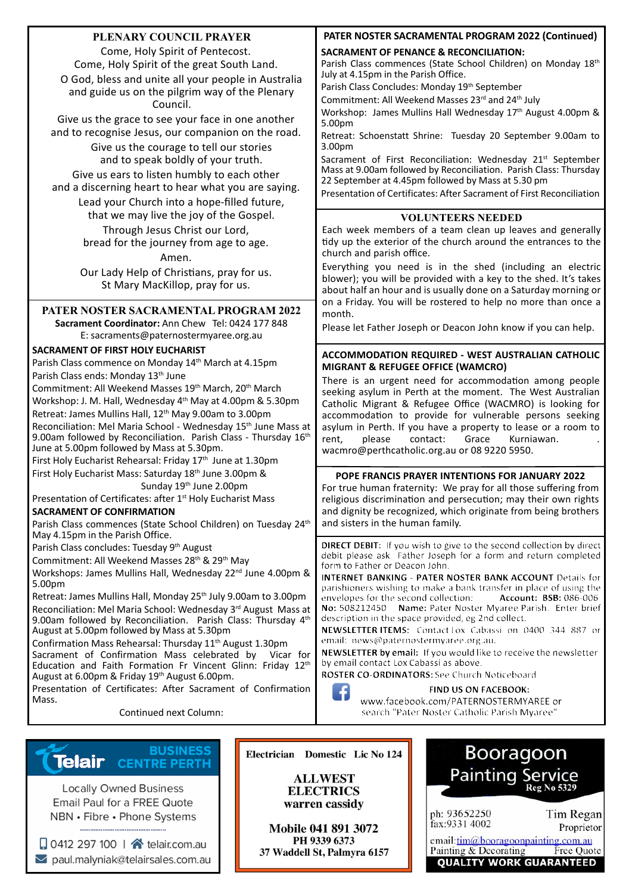## PLENARY COUNCIL PRAYER

Come, Holy Spirit of Pentecost.
Come, Holy Spirit of the great South Land.
O God, bless and unite all your people in Australia and guide us on the pilgrim way of the Plenary Council.
Give us the grace to see your face in one another and to recognise Jesus, our companion on the road.
Give us the courage to tell our stories and to speak boldly of your truth.
Give us ears to listen humbly to each other and a discerning heart to hear what you are saying.
Lead your Church into a hope-filled future, that we may live the joy of the Gospel.
Through Jesus Christ our Lord, bread for the journey from age to age.
Amen.
Our Lady Help of Christians, pray for us.
St Mary MacKillop, pray for us.

## PATER NOSTER SACRAMENTAL PROGRAM 2022

**Sacrament Coordinator:** Ann Chew Tel: 0424 177 848
E: sacraments@paternostermyaree.org.au

**SACRAMENT OF FIRST HOLY EUCHARIST**

Parish Class commence on Monday 14th March at 4.15pm
Parish Class ends: Monday 13th June
Commitment: All Weekend Masses 19th March, 20th March
Workshop: J. M. Hall, Wednesday 4th May at 4.00pm & 5.30pm
Retreat: James Mullins Hall, 12th May 9.00am to 3.00pm
Reconciliation: Mel Maria School - Wednesday 15th June Mass at 9.00am followed by Reconciliation. Parish Class - Thursday 16th June at 5.00pm followed by Mass at 5.30pm.
First Holy Eucharist Rehearsal: Friday 17th June at 1.30pm
First Holy Eucharist Mass: Saturday 18th June 3.00pm & Sunday 19th June 2.00pm
Presentation of Certificates: after 1st Holy Eucharist Mass

**SACRAMENT OF CONFIRMATION**

Parish Class commences (State School Children) on Tuesday 24th May 4.15pm in the Parish Office.
Parish Class concludes: Tuesday 9th August
Commitment: All Weekend Masses 28th & 29th May
Workshops: James Mullins Hall, Wednesday 22nd June 4.00pm & 5.00pm
Retreat: James Mullins Hall, Monday 25th July 9.00am to 3.00pm
Reconciliation: Mel Maria School: Wednesday 3rd August Mass at 9.00am followed by Reconciliation. Parish Class: Thursday 4th August at 5.00pm followed by Mass at 5.30pm
Confirmation Mass Rehearsal: Thursday 11th August 1.30pm
Sacrament of Confirmation Mass celebrated by Vicar for Education and Faith Formation Fr Vincent Glinn: Friday 12th August at 6.00pm & Friday 19th August 6.00pm.
Presentation of Certificates: After Sacrament of Confirmation Mass.

Continued next Column:

## PATER NOSTER SACRAMENTAL PROGRAM 2022 (Continued)

**SACRAMENT OF PENANCE & RECONCILIATION:**

Parish Class commences (State School Children) on Monday 18th July at 4.15pm in the Parish Office.
Parish Class Concludes: Monday 19th September
Commitment: All Weekend Masses 23rd and 24th July
Workshop: James Mullins Hall Wednesday 17th August 4.00pm & 5.00pm
Retreat: Schoenstatt Shrine: Tuesday 20 September 9.00am to 3.00pm
Sacrament of First Reconciliation: Wednesday 21st September Mass at 9.00am followed by Reconciliation. Parish Class: Thursday 22 September at 4.45pm followed by Mass at 5.30 pm
Presentation of Certificates: After Sacrament of First Reconciliation

## VOLUNTEERS NEEDED

Each week members of a team clean up leaves and generally tidy up the exterior of the church around the entrances to the church and parish office.

Everything you need is in the shed (including an electric blower); you will be provided with a key to the shed. It's takes about half an hour and is usually done on a Saturday morning or on a Friday. You will be rostered to help no more than once a month.

Please let Father Joseph or Deacon John know if you can help.

## ACCOMMODATION REQUIRED - WEST AUSTRALIAN CATHOLIC MIGRANT & REFUGEE OFFICE (WAMCRO)

There is an urgent need for accommodation among people seeking asylum in Perth at the moment. The West Australian Catholic Migrant & Refugee Office (WACMRO) is looking for accommodation to provide for vulnerable persons seeking asylum in Perth. If you have a property to lease or a room to rent, please contact: Grace Kurniawan. . wacmro@perthcatholic.org.au or 08 9220 5950.

## POPE FRANCIS PRAYER INTENTIONS FOR JANUARY 2022

For true human fraternity: We pray for all those suffering from religious discrimination and persecution; may their own rights and dignity be recognized, which originate from being brothers and sisters in the human family.

**DIRECT DEBIT**: If you wish to give to the second collection by direct debit please ask Father Joseph for a form and return completed form to Father or Deacon John.

**INTERNET BANKING - PATER NOSTER BANK ACCOUNT** Details for parishioners wishing to make a bank transfer in place of using the envelopes for the second collection: **Account: BSB:** 086-006 **No:** 508212450 **Name:** Pater Noster Myaree Parish. Enter brief description in the space provided, eg 2nd collect.

**NEWSLETTER ITEMS**: Contact Lox Cabassi on 0400 344 887 or email: news@paternostermyaree.org.au.

**NEWSLETTER by email:** If you would like to receive the newsletter by email contact Lox Cabassi as above.

**ROSTER CO-ORDINATORS:** See Church Noticeboard

**FIND US ON FACEBOOK:**
www.facebook.com/PATERNOSTERMYAREE or search "Pater Noster Catholic Parish Myaree"

---

**Telair BUSINESS CENTRE PERTH**
Locally Owned Business
Email Paul for a FREE Quote
NBN • Fibre • Phone Systems
0412 297 100 | telair.com.au
paul.malyniak@telairsales.com.au

**Electrician Domestic Lic No 124**
**ALLWEST ELECTRICS**
**warren cassidy**
**Mobile 041 891 3072**
**PH 9339 6373**
**37 Waddell St, Palmyra 6157**

**Booragoon Painting Service**
Reg No 5329
ph: 93652250
fax:9331 4002
Tim Regan
Proprietor
email: tim@booragoonpainting.com.au
Painting & Decorating Free Quote
**QUALITY WORK GUARANTEED**